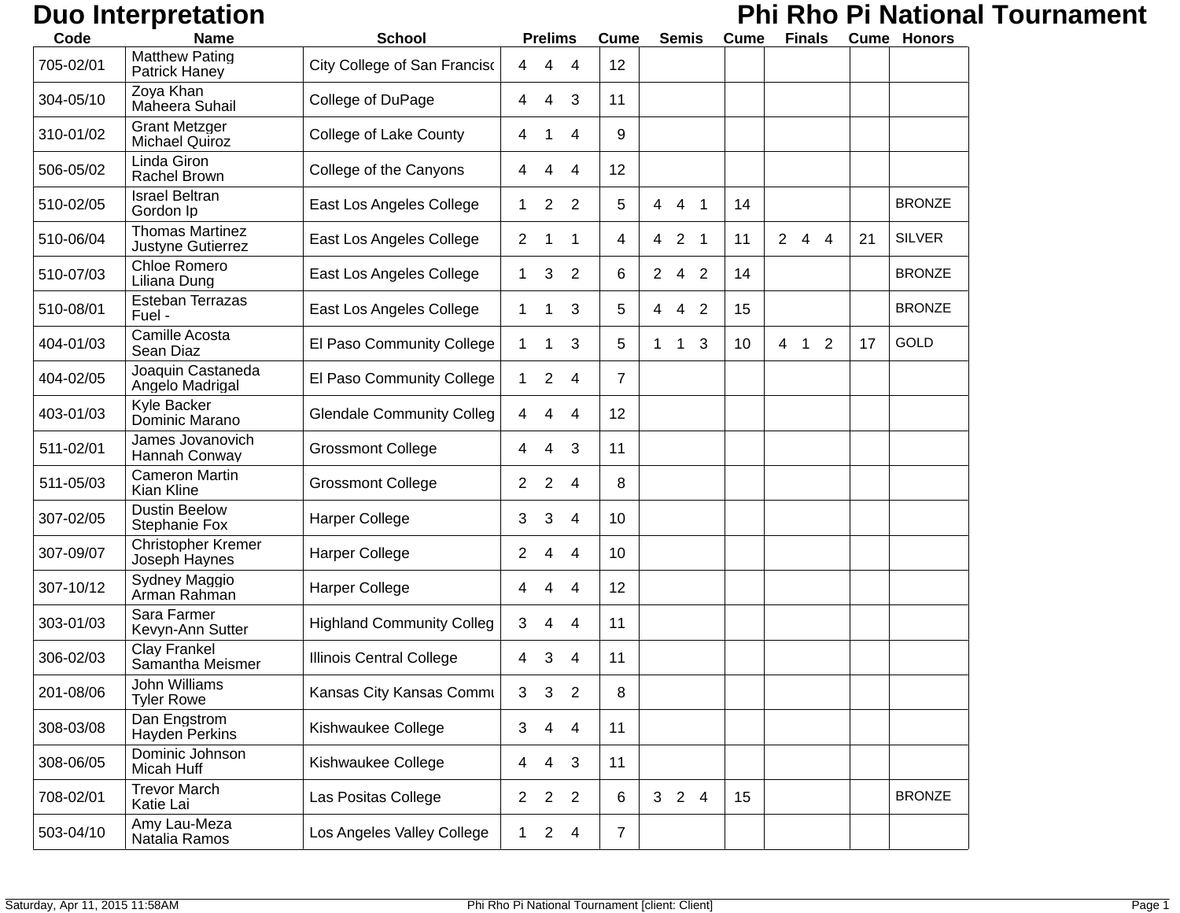# Duo Interpretation

# Phi Rho Pi National Tournament

| Code | Name | School | Prelims | Cume | Semis | Cume | Finals | Cume | Honors |
|---|---|---|---|---|---|---|---|---|---|
| 705-02/01 | Matthew Pating<br>Patrick Haney | City College of San Francisc | 4 4 4 | 12 | | | | | |
| 304-05/10 | Zoya Khan<br>Maheera Suhail | College of DuPage | 4 4 3 | 11 | | | | | |
| 310-01/02 | Grant Metzger<br>Michael Quiroz | College of Lake County | 4 1 4 | 9 | | | | | |
| 506-05/02 | Linda Giron<br>Rachel Brown | College of the Canyons | 4 4 4 | 12 | | | | | |
| 510-02/05 | Israel Beltran<br>Gordon Ip | East Los Angeles College | 1 2 2 | 5 | 4 4 1 | 14 | | | BRONZE |
| 510-06/04 | Thomas Martinez<br>Justyne Gutierrez | East Los Angeles College | 2 1 1 | 4 | 4 2 1 | 11 | 2 4 4 | 21 | SILVER |
| 510-07/03 | Chloe Romero<br>Liliana Dung | East Los Angeles College | 1 3 2 | 6 | 2 4 2 | 14 | | | BRONZE |
| 510-08/01 | Esteban Terrazas<br>Fuel - | East Los Angeles College | 1 1 3 | 5 | 4 4 2 | 15 | | | BRONZE |
| 404-01/03 | Camille Acosta<br>Sean Diaz | El Paso Community College | 1 1 3 | 5 | 1 1 3 | 10 | 4 1 2 | 17 | GOLD |
| 404-02/05 | Joaquin Castaneda<br>Angelo Madrigal | El Paso Community College | 1 2 4 | 7 | | | | | |
| 403-01/03 | Kyle Backer<br>Dominic Marano | Glendale Community Colleg | 4 4 4 | 12 | | | | | |
| 511-02/01 | James Jovanovich<br>Hannah Conway | Grossmont College | 4 4 3 | 11 | | | | | |
| 511-05/03 | Cameron Martin<br>Kian Kline | Grossmont College | 2 2 4 | 8 | | | | | |
| 307-02/05 | Dustin Beelow<br>Stephanie Fox | Harper College | 3 3 4 | 10 | | | | | |
| 307-09/07 | Christopher Kremer<br>Joseph Haynes | Harper College | 2 4 4 | 10 | | | | | |
| 307-10/12 | Sydney Maggio<br>Arman Rahman | Harper College | 4 4 4 | 12 | | | | | |
| 303-01/03 | Sara Farmer<br>Kevyn-Ann Sutter | Highland Community Colleg | 3 4 4 | 11 | | | | | |
| 306-02/03 | Clay Frankel<br>Samantha Meismer | Illinois Central College | 4 3 4 | 11 | | | | | |
| 201-08/06 | John Williams<br>Tyler Rowe | Kansas City Kansas Commu | 3 3 2 | 8 | | | | | |
| 308-03/08 | Dan Engstrom<br>Hayden Perkins | Kishwaukee College | 3 4 4 | 11 | | | | | |
| 308-06/05 | Dominic Johnson<br>Micah Huff | Kishwaukee College | 4 4 3 | 11 | | | | | |
| 708-02/01 | Trevor March<br>Katie Lai | Las Positas College | 2 2 2 | 6 | 3 2 4 | 15 | | | BRONZE |
| 503-04/10 | Amy Lau-Meza<br>Natalia Ramos | Los Angeles Valley College | 1 2 4 | 7 | | | | | |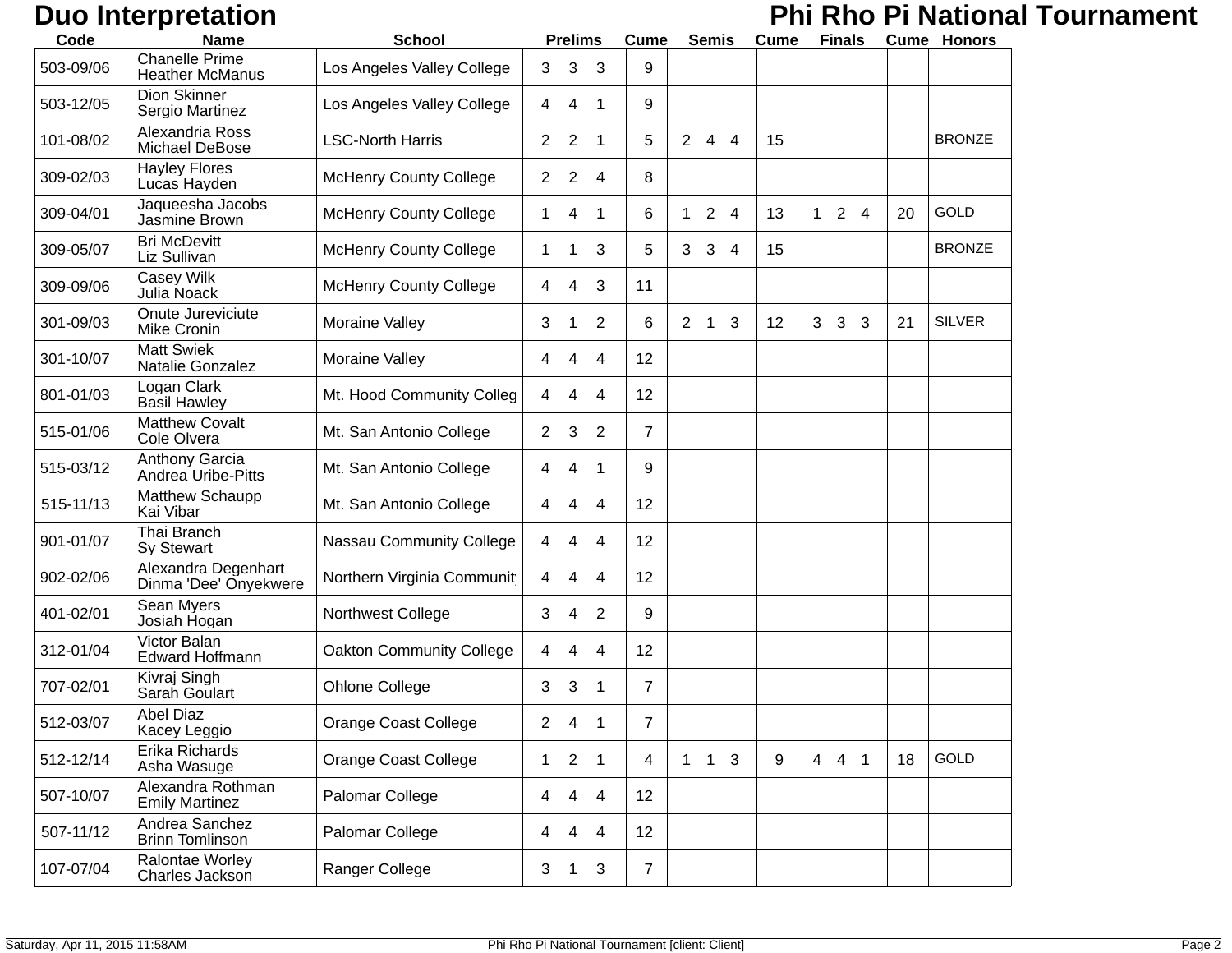# Duo Interpretation

## Phi Rho Pi National Tournament

| Code | Name | School | Prelims | Cume | Semis | Cume | Finals | Cume | Honors |
|---|---|---|---|---|---|---|---|---|---|
| 503-09/06 | Chanelle Prime<br>Heather McManus | Los Angeles Valley College | 3 3 3 | 9 | | | | | |
| 503-12/05 | Dion Skinner<br>Sergio Martinez | Los Angeles Valley College | 4 4 1 | 9 | | | | | |
| 101-08/02 | Alexandria Ross<br>Michael DeBose | LSC-North Harris | 2 2 1 | 5 | 2 4 4 | 15 | | | BRONZE |
| 309-02/03 | Hayley Flores<br>Lucas Hayden | McHenry County College | 2 2 4 | 8 | | | | | |
| 309-04/01 | Jaqueesha Jacobs<br>Jasmine Brown | McHenry County College | 1 4 1 | 6 | 1 2 4 | 13 | 1 2 4 | 20 | GOLD |
| 309-05/07 | Bri McDevitt<br>Liz Sullivan | McHenry County College | 1 1 3 | 5 | 3 3 4 | 15 | | | BRONZE |
| 309-09/06 | Casey Wilk<br>Julia Noack | McHenry County College | 4 4 3 | 11 | | | | | |
| 301-09/03 | Onute Jureviciute<br>Mike Cronin | Moraine Valley | 3 1 2 | 6 | 2 1 3 | 12 | 3 3 3 | 21 | SILVER |
| 301-10/07 | Matt Swiek<br>Natalie Gonzalez | Moraine Valley | 4 4 4 | 12 | | | | | |
| 801-01/03 | Logan Clark<br>Basil Hawley | Mt. Hood Community Colleg | 4 4 4 | 12 | | | | | |
| 515-01/06 | Matthew Covalt<br>Cole Olvera | Mt. San Antonio College | 2 3 2 | 7 | | | | | |
| 515-03/12 | Anthony Garcia<br>Andrea Uribe-Pitts | Mt. San Antonio College | 4 4 1 | 9 | | | | | |
| 515-11/13 | Matthew Schaupp<br>Kai Vibar | Mt. San Antonio College | 4 4 4 | 12 | | | | | |
| 901-01/07 | Thai Branch<br>Sy Stewart | Nassau Community College | 4 4 4 | 12 | | | | | |
| 902-02/06 | Alexandra Degenhart<br>Dinma 'Dee' Onyekwere | Northern Virginia Communit | 4 4 4 | 12 | | | | | |
| 401-02/01 | Sean Myers<br>Josiah Hogan | Northwest College | 3 4 2 | 9 | | | | | |
| 312-01/04 | Victor Balan<br>Edward Hoffmann | Oakton Community College | 4 4 4 | 12 | | | | | |
| 707-02/01 | Kivraj Singh<br>Sarah Goulart | Ohlone College | 3 3 1 | 7 | | | | | |
| 512-03/07 | Abel Diaz<br>Kacey Leggio | Orange Coast College | 2 4 1 | 7 | | | | | |
| 512-12/14 | Erika Richards<br>Asha Wasuge | Orange Coast College | 1 2 1 | 4 | 1 1 3 | 9 | 4 4 1 | 18 | GOLD |
| 507-10/07 | Alexandra Rothman<br>Emily Martinez | Palomar College | 4 4 4 | 12 | | | | | |
| 507-11/12 | Andrea Sanchez<br>Brinn Tomlinson | Palomar College | 4 4 4 | 12 | | | | | |
| 107-07/04 | Ralontae Worley<br>Charles Jackson | Ranger College | 3 1 3 | 7 | | | | | |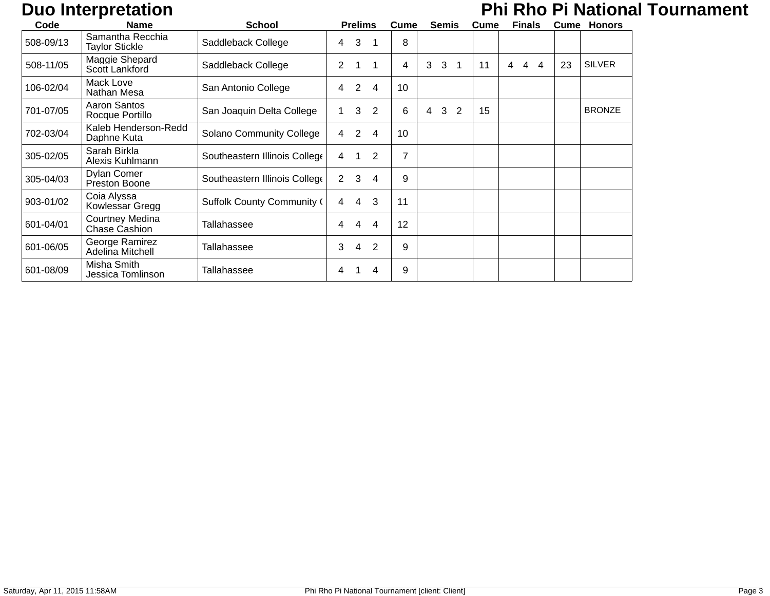# Duo Interpretation

## Phi Rho Pi National Tournament

| Code | Name | School | Prelims | Cume | Semis | Cume | Finals | Cume | Honors |
|---|---|---|---|---|---|---|---|---|---|
| 508-09/13 | Samantha Recchia<br>Taylor Stickle | Saddleback College | 4 3 1 | 8 | | | | | |
| 508-11/05 | Maggie Shepard<br>Scott Lankford | Saddleback College | 2 1 1 | 4 | 3 3 1 | 11 | 4 4 4 | 23 | SILVER |
| 106-02/04 | Mack Love<br>Nathan Mesa | San Antonio College | 4 2 4 | 10 | | | | | |
| 701-07/05 | Aaron Santos<br>Rocque Portillo | San Joaquin Delta College | 1 3 2 | 6 | 4 3 2 | 15 | | | BRONZE |
| 702-03/04 | Kaleb Henderson-Redd<br>Daphne Kuta | Solano Community College | 4 2 4 | 10 | | | | | |
| 305-02/05 | Sarah Birkla<br>Alexis Kuhlmann | Southeastern Illinois College | 4 1 2 | 7 | | | | | |
| 305-04/03 | Dylan Comer<br>Preston Boone | Southeastern Illinois College | 2 3 4 | 9 | | | | | |
| 903-01/02 | Coia Alyssa<br>Kowlessar Gregg | Suffolk County Community C | 4 4 3 | 11 | | | | | |
| 601-04/01 | Courtney Medina<br>Chase Cashion | Tallahassee | 4 4 4 | 12 | | | | | |
| 601-06/05 | George Ramirez<br>Adelina Mitchell | Tallahassee | 3 4 2 | 9 | | | | | |
| 601-08/09 | Misha Smith<br>Jessica Tomlinson | Tallahassee | 4 1 4 | 9 | | | | | |